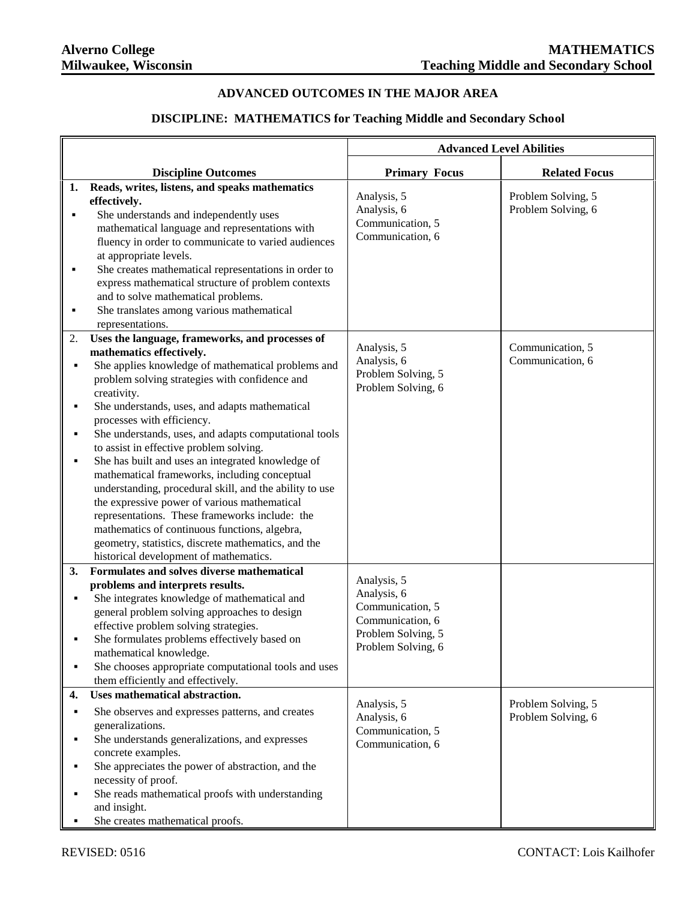**Alverno College**
**Milwaukee, Wisconsin**

**MATHEMATICS**
**Teaching Middle and Secondary School**

## ADVANCED OUTCOMES IN THE MAJOR AREA

### DISCIPLINE: MATHEMATICS for Teaching Middle and Secondary School

| Discipline Outcomes | Advanced Level Abilities | |
|---|---|---|
| | **Primary Focus** | **Related Focus** |
| **1. Reads, writes, listens, and speaks mathematics effectively.**<br>▪ She understands and independently uses mathematical language and representations with fluency in order to communicate to varied audiences at appropriate levels.<br>▪ She creates mathematical representations in order to express mathematical structure of problem contexts and to solve mathematical problems.<br>▪ She translates among various mathematical representations. | Analysis, 5<br>Analysis, 6<br>Communication, 5<br>Communication, 6 | Problem Solving, 5<br>Problem Solving, 6 |
| **2. Uses the language, frameworks, and processes of mathematics effectively.**<br>▪ She applies knowledge of mathematical problems and problem solving strategies with confidence and creativity.<br>▪ She understands, uses, and adapts mathematical processes with efficiency.<br>▪ She understands, uses, and adapts computational tools to assist in effective problem solving.<br>▪ She has built and uses an integrated knowledge of mathematical frameworks, including conceptual understanding, procedural skill, and the ability to use the expressive power of various mathematical representations. These frameworks include: the mathematics of continuous functions, algebra, geometry, statistics, discrete mathematics, and the historical development of mathematics. | Analysis, 5<br>Analysis, 6<br>Problem Solving, 5<br>Problem Solving, 6 | Communication, 5<br>Communication, 6 |
| **3. Formulates and solves diverse mathematical problems and interprets results.**<br>▪ She integrates knowledge of mathematical and general problem solving approaches to design effective problem solving strategies.<br>▪ She formulates problems effectively based on mathematical knowledge.<br>▪ She chooses appropriate computational tools and uses them efficiently and effectively. | Analysis, 5<br>Analysis, 6<br>Communication, 5<br>Communication, 6<br>Problem Solving, 5<br>Problem Solving, 6 | |
| **4. Uses mathematical abstraction.**<br>▪ She observes and expresses patterns, and creates generalizations.<br>▪ She understands generalizations, and expresses concrete examples.<br>▪ She appreciates the power of abstraction, and the necessity of proof.<br>▪ She reads mathematical proofs with understanding and insight.<br>▪ She creates mathematical proofs. | Analysis, 5<br>Analysis, 6<br>Communication, 5<br>Communication, 6 | Problem Solving, 5<br>Problem Solving, 6 |

REVISED: 0516

CONTACT: Lois Kailhofer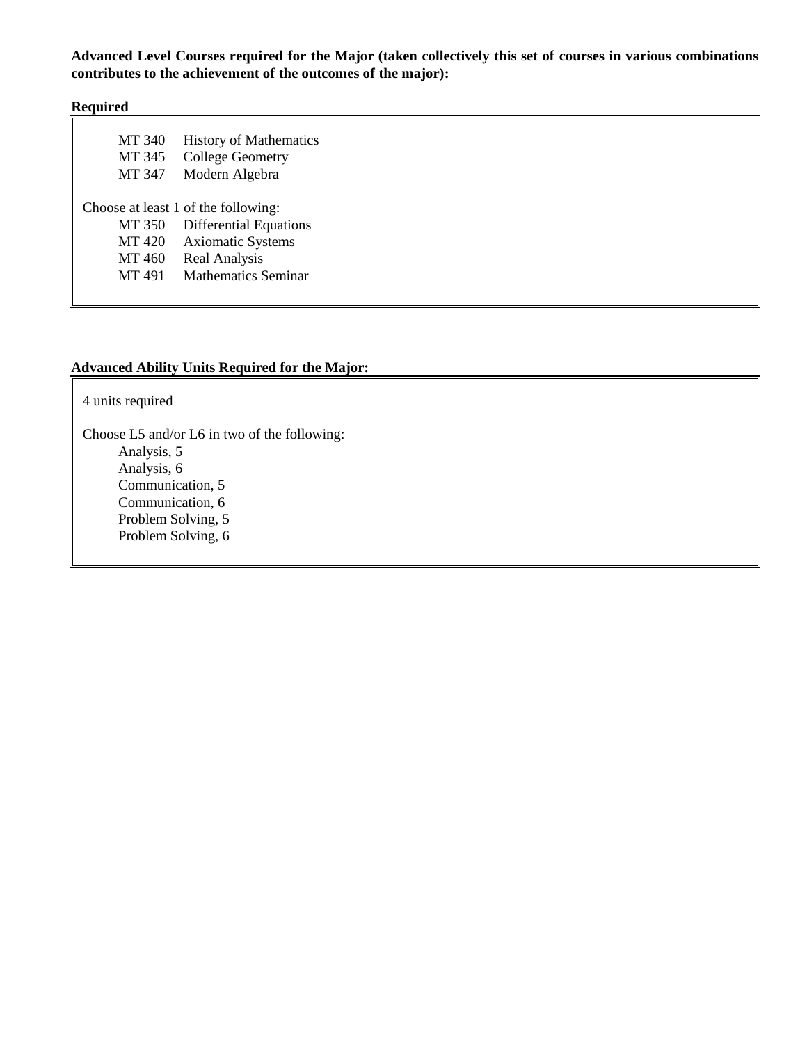**Advanced Level Courses required for the Major (taken collectively this set of courses in various combinations contributes to the achievement of the outcomes of the major):**

**Required**

- MT 340 History of Mathematics
- MT 345 College Geometry
- MT 347 Modern Algebra

Choose at least 1 of the following:

- MT 350 Differential Equations
- MT 420 Axiomatic Systems
- MT 460 Real Analysis
- MT 491 Mathematics Seminar

**Advanced Ability Units Required for the Major:**

4 units required

Choose L5 and/or L6 in two of the following:

- Analysis, 5
- Analysis, 6
- Communication, 5
- Communication, 6
- Problem Solving, 5
- Problem Solving, 6